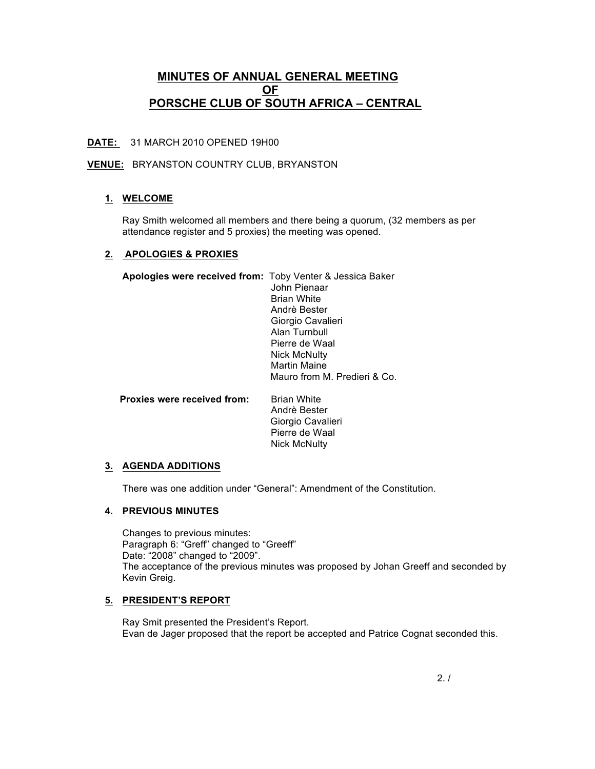# MINUTES OF ANNUAL GENERAL MEETING OF PORSCHE CLUB OF SOUTH AFRICA – CENTRAL

**DATE:** 31 MARCH 2010 OPENED 19H00

**VENUE:** BRYANSTON COUNTRY CLUB, BRYANSTON

## 1. WELCOME

Ray Smith welcomed all members and there being a quorum, (32 members as per attendance register and 5 proxies) the meeting was opened.

## 2. APOLOGIES & PROXIES

**Apologies were received from:**
- Toby Venter & Jessica Baker
- John Pienaar
- Brian White
- Andrè Bester
- Giorgio Cavalieri
- Alan Turnbull
- Pierre de Waal
- Nick McNulty
- Martin Maine
- Mauro from M. Predieri & Co.

**Proxies were received from:**
- Brian White
- Andrè Bester
- Giorgio Cavalieri
- Pierre de Waal
- Nick McNulty

## 3. AGENDA ADDITIONS

There was one addition under "General": Amendment of the Constitution.

## 4. PREVIOUS MINUTES

Changes to previous minutes:
Paragraph 6: "Greff" changed to "Greeff"
Date: "2008" changed to "2009".
The acceptance of the previous minutes was proposed by Johan Greeff and seconded by Kevin Greig.

## 5. PRESIDENT'S REPORT

Ray Smit presented the President's Report.
Evan de Jager proposed that the report be accepted and Patrice Cognat seconded this.

2. /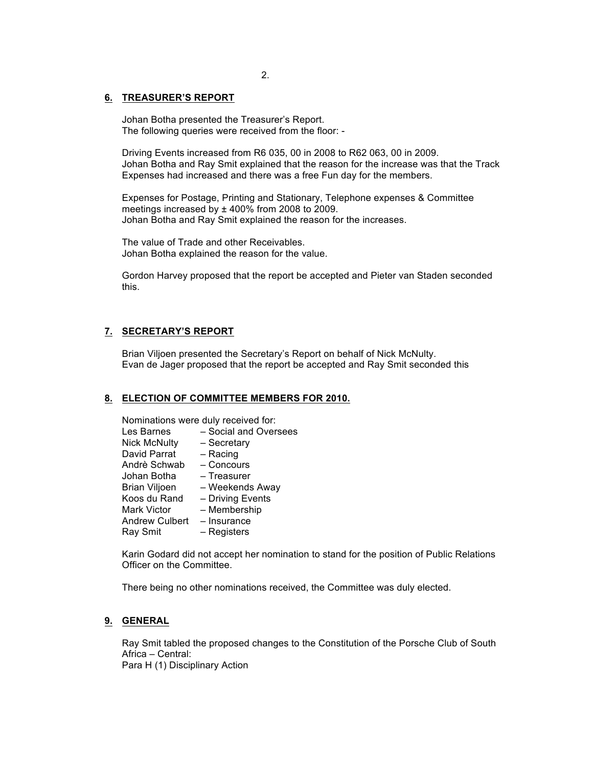## 6. TREASURER'S REPORT

Johan Botha presented the Treasurer's Report.
The following queries were received from the floor: -

Driving Events increased from R6 035, 00 in 2008 to R62 063, 00 in 2009.
Johan Botha and Ray Smit explained that the reason for the increase was that the Track Expenses had increased and there was a free Fun day for the members.

Expenses for Postage, Printing and Stationary, Telephone expenses & Committee meetings increased by ± 400% from 2008 to 2009.
Johan Botha and Ray Smit explained the reason for the increases.

The value of Trade and other Receivables.
Johan Botha explained the reason for the value.

Gordon Harvey proposed that the report be accepted and Pieter van Staden seconded this.

## 7. SECRETARY'S REPORT

Brian Viljoen presented the Secretary's Report on behalf of Nick McNulty.
Evan de Jager proposed that the report be accepted and Ray Smit seconded this

## 8. ELECTION OF COMMITTEE MEMBERS FOR 2010.

Nominations were duly received for:

Les Barnes – Social and Oversees
Nick McNulty – Secretary
David Parrat – Racing
Andrè Schwab – Concours
Johan Botha – Treasurer
Brian Viljoen – Weekends Away
Koos du Rand – Driving Events
Mark Victor – Membership
Andrew Culbert – Insurance
Ray Smit – Registers

Karin Godard did not accept her nomination to stand for the position of Public Relations Officer on the Committee.

There being no other nominations received, the Committee was duly elected.

## 9. GENERAL

Ray Smit tabled the proposed changes to the Constitution of the Porsche Club of South Africa – Central:
Para H (1) Disciplinary Action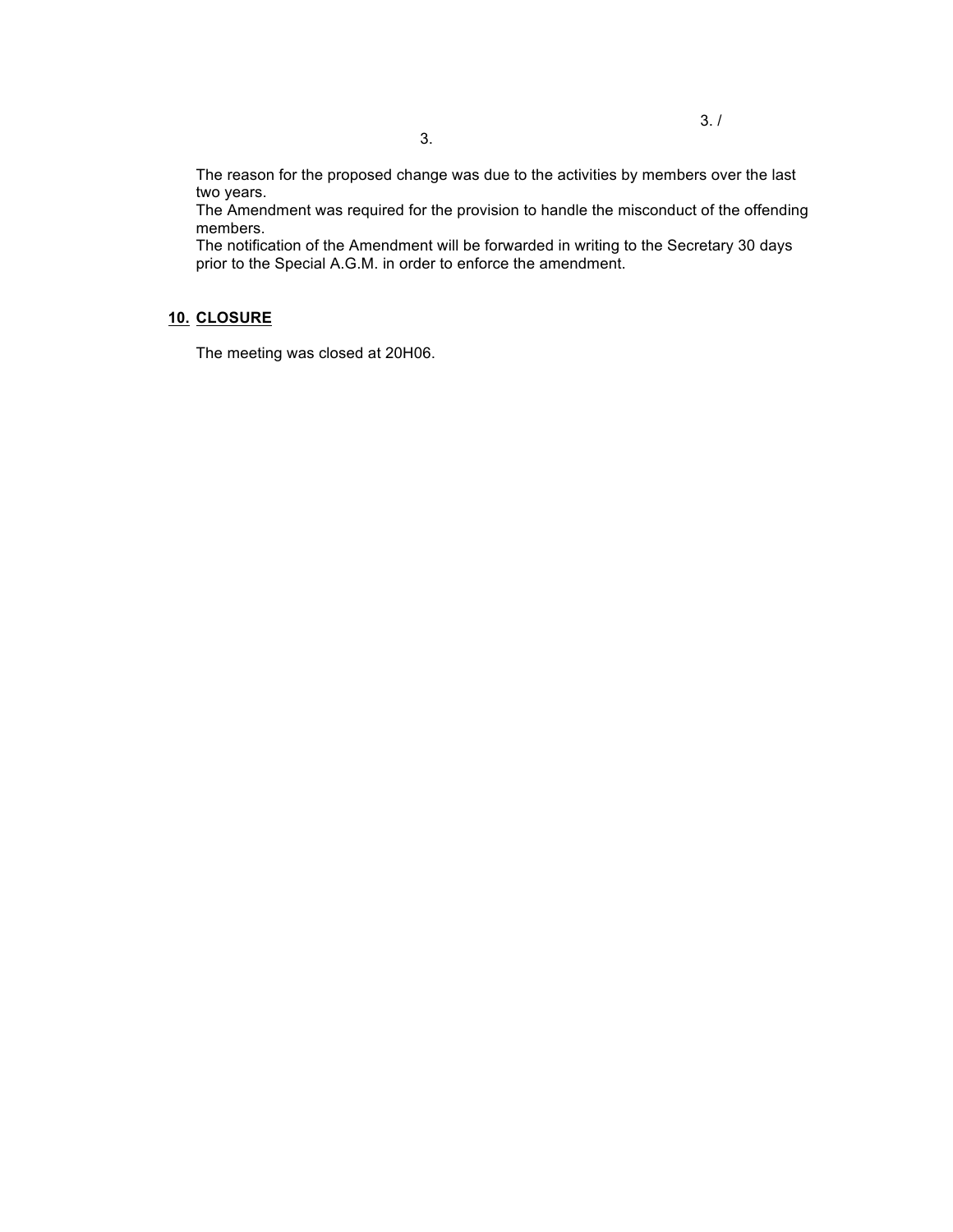The reason for the proposed change was due to the activities by members over the last two years.
The Amendment was required for the provision to handle the misconduct of the offending members.
The notification of the Amendment will be forwarded in writing to the Secretary 30 days prior to the Special A.G.M. in order to enforce the amendment.

## 10. CLOSURE

The meeting was closed at 20H06.